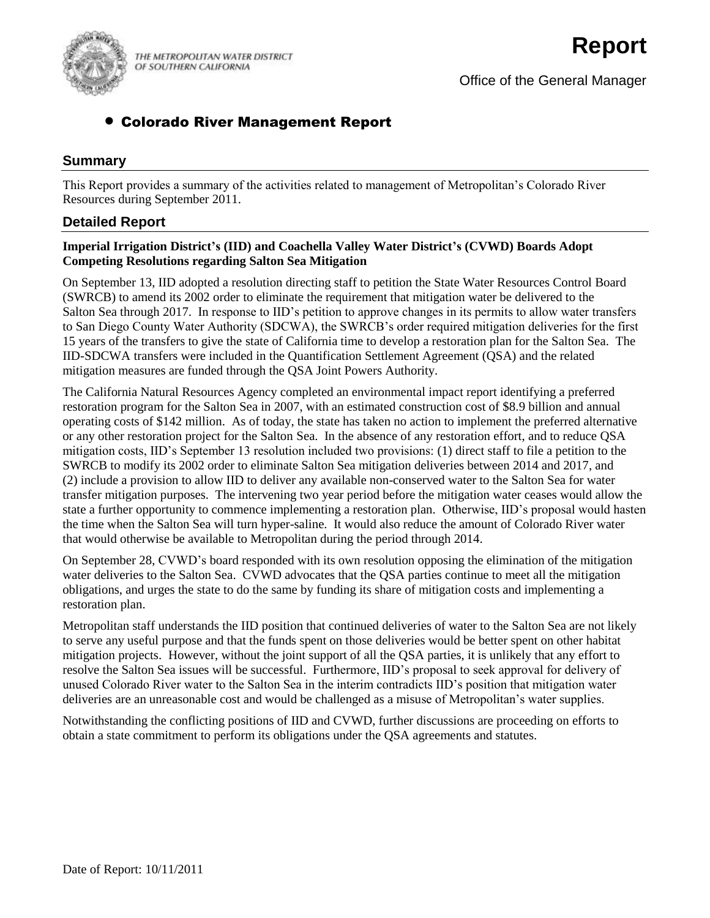THE METROPOLITAN WATER DISTRICT OF SOUTHERN CALIFORNIA

# Report

Office of the General Manager

## • Colorado River Management Report

## Summary

This Report provides a summary of the activities related to management of Metropolitan's Colorado River Resources during September 2011.

## Detailed Report

**Imperial Irrigation District's (IID) and Coachella Valley Water District's (CVWD) Boards Adopt Competing Resolutions regarding Salton Sea Mitigation**

On September 13, IID adopted a resolution directing staff to petition the State Water Resources Control Board (SWRCB) to amend its 2002 order to eliminate the requirement that mitigation water be delivered to the Salton Sea through 2017. In response to IID's petition to approve changes in its permits to allow water transfers to San Diego County Water Authority (SDCWA), the SWRCB's order required mitigation deliveries for the first 15 years of the transfers to give the state of California time to develop a restoration plan for the Salton Sea. The IID-SDCWA transfers were included in the Quantification Settlement Agreement (QSA) and the related mitigation measures are funded through the QSA Joint Powers Authority.

The California Natural Resources Agency completed an environmental impact report identifying a preferred restoration program for the Salton Sea in 2007, with an estimated construction cost of $8.9 billion and annual operating costs of $142 million. As of today, the state has taken no action to implement the preferred alternative or any other restoration project for the Salton Sea. In the absence of any restoration effort, and to reduce QSA mitigation costs, IID's September 13 resolution included two provisions: (1) direct staff to file a petition to the SWRCB to modify its 2002 order to eliminate Salton Sea mitigation deliveries between 2014 and 2017, and (2) include a provision to allow IID to deliver any available non-conserved water to the Salton Sea for water transfer mitigation purposes. The intervening two year period before the mitigation water ceases would allow the state a further opportunity to commence implementing a restoration plan. Otherwise, IID's proposal would hasten the time when the Salton Sea will turn hyper-saline. It would also reduce the amount of Colorado River water that would otherwise be available to Metropolitan during the period through 2014.

On September 28, CVWD's board responded with its own resolution opposing the elimination of the mitigation water deliveries to the Salton Sea. CVWD advocates that the QSA parties continue to meet all the mitigation obligations, and urges the state to do the same by funding its share of mitigation costs and implementing a restoration plan.

Metropolitan staff understands the IID position that continued deliveries of water to the Salton Sea are not likely to serve any useful purpose and that the funds spent on those deliveries would be better spent on other habitat mitigation projects. However, without the joint support of all the QSA parties, it is unlikely that any effort to resolve the Salton Sea issues will be successful. Furthermore, IID's proposal to seek approval for delivery of unused Colorado River water to the Salton Sea in the interim contradicts IID's position that mitigation water deliveries are an unreasonable cost and would be challenged as a misuse of Metropolitan's water supplies.

Notwithstanding the conflicting positions of IID and CVWD, further discussions are proceeding on efforts to obtain a state commitment to perform its obligations under the QSA agreements and statutes.

Date of Report: 10/11/2011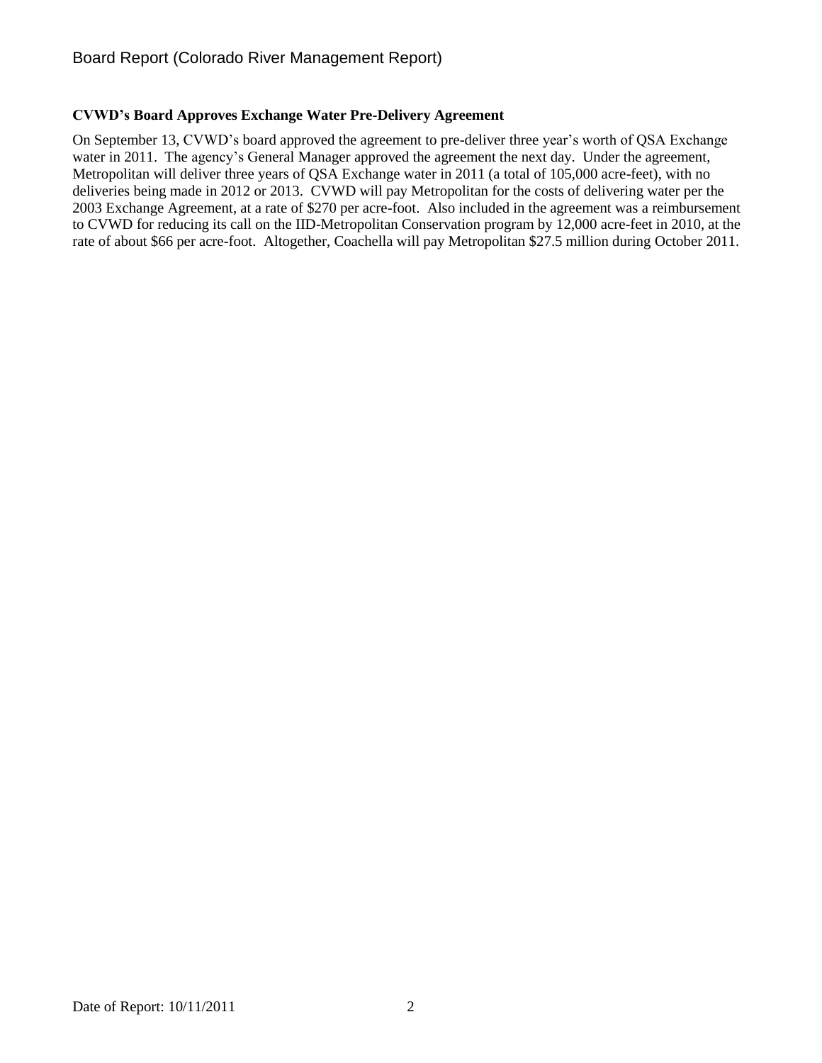### CVWD's Board Approves Exchange Water Pre-Delivery Agreement

On September 13, CVWD's board approved the agreement to pre-deliver three year's worth of QSA Exchange water in 2011. The agency's General Manager approved the agreement the next day. Under the agreement, Metropolitan will deliver three years of QSA Exchange water in 2011 (a total of 105,000 acre-feet), with no deliveries being made in 2012 or 2013. CVWD will pay Metropolitan for the costs of delivering water per the 2003 Exchange Agreement, at a rate of $270 per acre-foot. Also included in the agreement was a reimbursement to CVWD for reducing its call on the IID-Metropolitan Conservation program by 12,000 acre-feet in 2010, at the rate of about $66 per acre-foot. Altogether, Coachella will pay Metropolitan $27.5 million during October 2011.